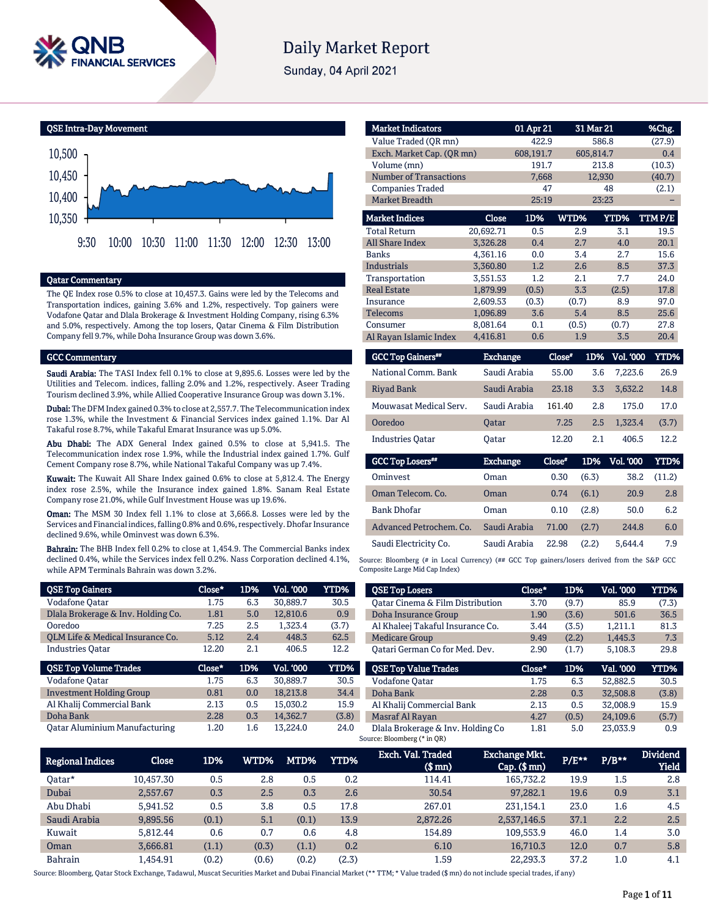# Daily Market Report

Sunday, 04 April 2021

## QSE Intra-Day Movement

## Qatar Commentary

The QE Index rose 0.5% to close at 10,457.3. Gains were led by the Telecoms and Transportation indices, gaining 3.6% and 1.2%, respectively. Top gainers were Vodafone Qatar and Dlala Brokerage & Investment Holding Company, rising 6.3% and 5.0%, respectively. Among the top losers, Qatar Cinema & Film Distribution Company fell 9.7%, while Doha Insurance Group was down 3.6%.

## GCC Commentary

**Saudi Arabia:** The TASI Index fell 0.1% to close at 9,895.6. Losses were led by the Utilities and Telecom. indices, falling 2.0% and 1.2%, respectively. Aseer Trading Tourism declined 3.9%, while Allied Cooperative Insurance Group was down 3.1%.

**Dubai:** The DFM Index gained 0.3% to close at 2,557.7. The Telecommunication index rose 1.3%, while the Investment & Financial Services index gained 1.1%. Dar Al Takaful rose 8.7%, while Takaful Emarat Insurance was up 5.0%.

**Abu Dhabi:** The ADX General Index gained 0.5% to close at 5,941.5. The Telecommunication index rose 1.9%, while the Industrial index gained 1.7%. Gulf Cement Company rose 8.7%, while National Takaful Company was up 7.4%.

**Kuwait:** The Kuwait All Share Index gained 0.6% to close at 5,812.4. The Energy index rose 2.5%, while the Insurance index gained 1.8%. Sanam Real Estate Company rose 21.0%, while Gulf Investment House was up 19.6%.

**Oman:** The MSM 30 Index fell 1.1% to close at 3,666.8. Losses were led by the Services and Financial indices, falling 0.8% and 0.6%, respectively. Dhofar Insurance declined 9.6%, while Ominvest was down 6.3%.

**Bahrain:** The BHB Index fell 0.2% to close at 1,454.9. The Commercial Banks index declined 0.4%, while the Services index fell 0.2%. Nass Corporation declined 4.1%, while APM Terminals Bahrain was down 3.2%.

| Market Indicators | 01 Apr 21 | 31 Mar 21 | %Chg. |
|---|---|---|---|
| Value Traded (QR mn) | 422.9 | 586.8 | (27.9) |
| Exch. Market Cap. (QR mn) | 608,191.7 | 605,814.7 | 0.4 |
| Volume (mn) | 191.7 | 213.8 | (10.3) |
| Number of Transactions | 7,668 | 12,930 | (40.7) |
| Companies Traded | 47 | 48 | (2.1) |
| Market Breadth | 25:19 | 23:23 | – |

| Market Indices | Close | 1D% | WTD% | YTD% | TTM P/E |
|---|---|---|---|---|---|
| Total Return | 20,692.71 | 0.5 | 2.9 | 3.1 | 19.5 |
| All Share Index | 3,326.28 | 0.4 | 2.7 | 4.0 | 20.1 |
| Banks | 4,361.16 | 0.0 | 3.4 | 2.7 | 15.6 |
| Industrials | 3,360.80 | 1.2 | 2.6 | 8.5 | 37.3 |
| Transportation | 3,551.53 | 1.2 | 2.1 | 7.7 | 24.0 |
| Real Estate | 1,879.99 | (0.5) | 3.3 | (2.5) | 17.8 |
| Insurance | 2,609.53 | (0.3) | (0.7) | 8.9 | 97.0 |
| Telecoms | 1,096.89 | 3.6 | 5.4 | 8.5 | 25.6 |
| Consumer | 8,081.64 | 0.1 | (0.5) | (0.7) | 27.8 |
| Al Rayan Islamic Index | 4,416.81 | 0.6 | 1.9 | 3.5 | 20.4 |

| GCC Top Gainers## | Exchange | Close# | 1D% | Vol. '000 | YTD% |
|---|---|---|---|---|---|
| National Comm. Bank | Saudi Arabia | 55.00 | 3.6 | 7,223.6 | 26.9 |
| Riyad Bank | Saudi Arabia | 23.18 | 3.3 | 3,632.2 | 14.8 |
| Mouwasat Medical Serv. | Saudi Arabia | 161.40 | 2.8 | 175.0 | 17.0 |
| Ooredoo | Qatar | 7.25 | 2.5 | 1,323.4 | (3.7) |
| Industries Qatar | Qatar | 12.20 | 2.1 | 406.5 | 12.2 |

| GCC Top Losers## | Exchange | Close# | 1D% | Vol. '000 | YTD% |
|---|---|---|---|---|---|
| Ominvest | Oman | 0.30 | (6.3) | 38.2 | (11.2) |
| Oman Telecom. Co. | Oman | 0.74 | (6.1) | 20.9 | 2.8 |
| Bank Dhofar | Oman | 0.10 | (2.8) | 50.0 | 6.2 |
| Advanced Petrochem. Co. | Saudi Arabia | 71.00 | (2.7) | 244.8 | 6.0 |
| Saudi Electricity Co. | Saudi Arabia | 22.98 | (2.2) | 5,644.4 | 7.9 |

Source: Bloomberg (# in Local Currency) (## GCC Top gainers/losers derived from the S&P GCC Composite Large Mid Cap Index)

| QSE Top Gainers | Close* | 1D% | Vol. '000 | YTD% |
|---|---|---|---|---|
| Vodafone Qatar | 1.75 | 6.3 | 30,889.7 | 30.5 |
| Dlala Brokerage & Inv. Holding Co. | 1.81 | 5.0 | 12,810.6 | 0.9 |
| Ooredoo | 7.25 | 2.5 | 1,323.4 | (3.7) |
| QLM Life & Medical Insurance Co. | 5.12 | 2.4 | 448.3 | 62.5 |
| Industries Qatar | 12.20 | 2.1 | 406.5 | 12.2 |

| QSE Top Volume Trades | Close* | 1D% | Vol. '000 | YTD% |
|---|---|---|---|---|
| Vodafone Qatar | 1.75 | 6.3 | 30,889.7 | 30.5 |
| Investment Holding Group | 0.81 | 0.0 | 18,213.8 | 34.4 |
| Al Khalij Commercial Bank | 2.13 | 0.5 | 15,030.2 | 15.9 |
| Doha Bank | 2.28 | 0.3 | 14,362.7 | (3.8) |
| Qatar Aluminium Manufacturing | 1.20 | 1.6 | 13,224.0 | 24.0 |

| QSE Top Losers | Close* | 1D% | Vol. '000 | YTD% |
|---|---|---|---|---|
| Qatar Cinema & Film Distribution | 3.70 | (9.7) | 85.9 | (7.3) |
| Doha Insurance Group | 1.90 | (3.6) | 501.6 | 36.5 |
| Al Khaleej Takaful Insurance Co. | 3.44 | (3.5) | 1,211.1 | 81.3 |
| Medicare Group | 9.49 | (2.2) | 1,445.3 | 7.3 |
| Qatari German Co for Med. Dev. | 2.90 | (1.7) | 5,108.3 | 29.8 |

| QSE Top Value Trades | Close* | 1D% | Val. '000 | YTD% |
|---|---|---|---|---|
| Vodafone Qatar | 1.75 | 6.3 | 52,882.5 | 30.5 |
| Doha Bank | 2.28 | 0.3 | 32,508.8 | (3.8) |
| Al Khalij Commercial Bank | 2.13 | 0.5 | 32,008.9 | 15.9 |
| Masraf Al Rayan | 4.27 | (0.5) | 24,109.6 | (5.7) |
| Dlala Brokerage & Inv. Holding Co | 1.81 | 5.0 | 23,033.9 | 0.9 |

Source: Bloomberg (* in QR)

| Regional Indices | Close | 1D% | WTD% | MTD% | YTD% | Exch. Val. Traded ($ mn) | Exchange Mkt. Cap. ($ mn) | P/E** | P/B** | Dividend Yield |
|---|---|---|---|---|---|---|---|---|---|---|
| Qatar* | 10,457.30 | 0.5 | 2.8 | 0.5 | 0.2 | 114.41 | 165,732.2 | 19.9 | 1.5 | 2.8 |
| Dubai | 2,557.67 | 0.3 | 2.5 | 0.3 | 2.6 | 30.54 | 97,282.1 | 19.6 | 0.9 | 3.1 |
| Abu Dhabi | 5,941.52 | 0.5 | 3.8 | 0.5 | 17.8 | 267.01 | 231,154.1 | 23.0 | 1.6 | 4.5 |
| Saudi Arabia | 9,895.56 | (0.1) | 5.1 | (0.1) | 13.9 | 2,872.26 | 2,537,146.5 | 37.1 | 2.2 | 2.5 |
| Kuwait | 5,812.44 | 0.6 | 0.7 | 0.6 | 4.8 | 154.89 | 109,553.9 | 46.0 | 1.4 | 3.0 |
| Oman | 3,666.81 | (1.1) | (0.3) | (1.1) | 0.2 | 6.10 | 16,710.3 | 12.0 | 0.7 | 5.8 |
| Bahrain | 1,454.91 | (0.2) | (0.6) | (0.2) | (2.3) | 1.59 | 22,293.3 | 37.2 | 1.0 | 4.1 |

Source: Bloomberg, Qatar Stock Exchange, Tadawul, Muscat Securities Market and Dubai Financial Market (** TTM; * Value traded ($ mn) do not include special trades, if any)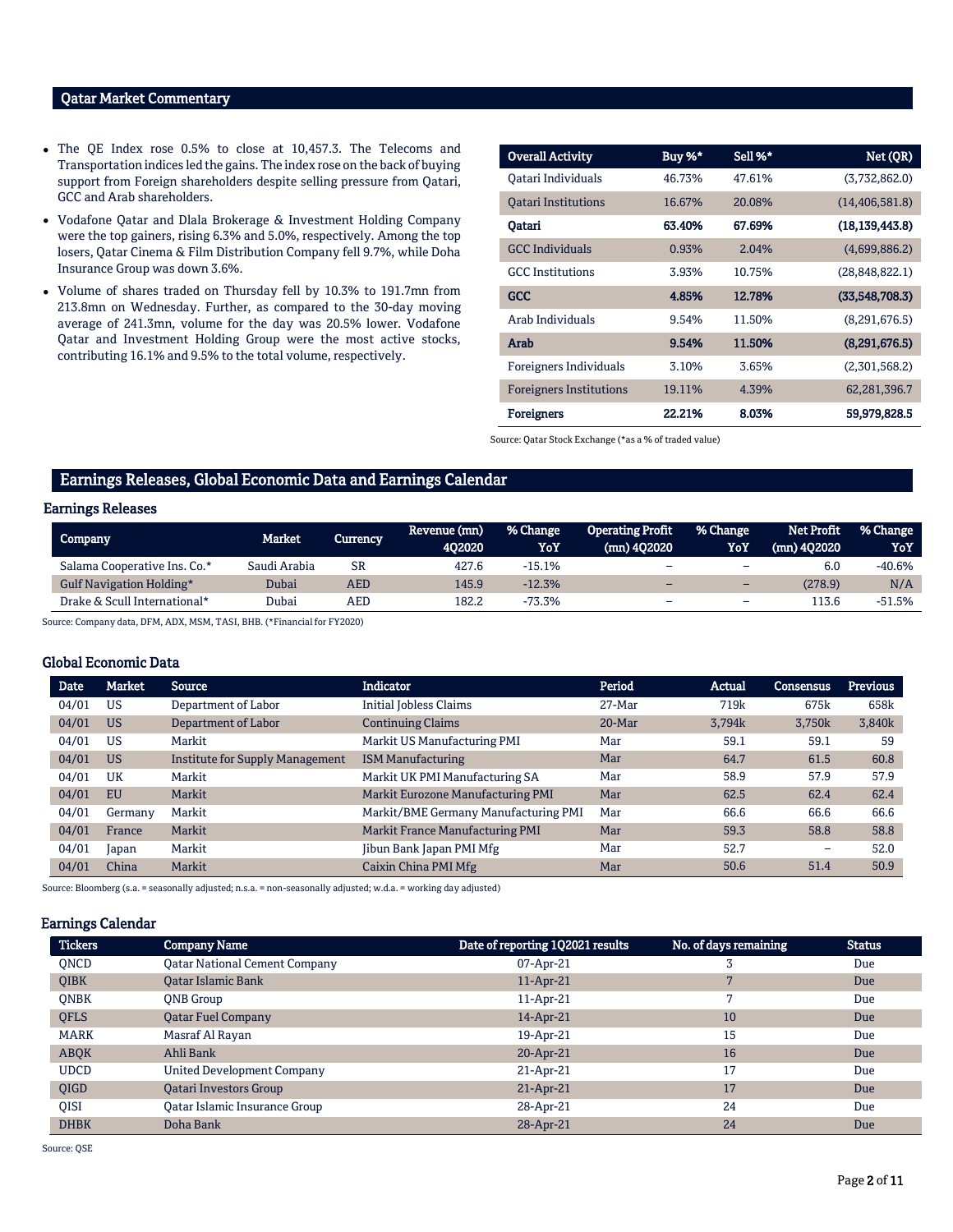## Qatar Market Commentary

- The QE Index rose 0.5% to close at 10,457.3. The Telecoms and Transportation indices led the gains. The index rose on the back of buying support from Foreign shareholders despite selling pressure from Qatari, GCC and Arab shareholders.
- Vodafone Qatar and Dlala Brokerage & Investment Holding Company were the top gainers, rising 6.3% and 5.0%, respectively. Among the top losers, Qatar Cinema & Film Distribution Company fell 9.7%, while Doha Insurance Group was down 3.6%.
- Volume of shares traded on Thursday fell by 10.3% to 191.7mn from 213.8mn on Wednesday. Further, as compared to the 30-day moving average of 241.3mn, volume for the day was 20.5% lower. Vodafone Qatar and Investment Holding Group were the most active stocks, contributing 16.1% and 9.5% to the total volume, respectively.

| Overall Activity | Buy %* | Sell %* | Net (QR) |
|---|---|---|---|
| Qatari Individuals | 46.73% | 47.61% | (3,732,862.0) |
| Qatari Institutions | 16.67% | 20.08% | (14,406,581.8) |
| **Qatari** | **63.40%** | **67.69%** | **(18,139,443.8)** |
| GCC Individuals | 0.93% | 2.04% | (4,699,886.2) |
| GCC Institutions | 3.93% | 10.75% | (28,848,822.1) |
| **GCC** | **4.85%** | **12.78%** | **(33,548,708.3)** |
| Arab Individuals | 9.54% | 11.50% | (8,291,676.5) |
| **Arab** | **9.54%** | **11.50%** | **(8,291,676.5)** |
| Foreigners Individuals | 3.10% | 3.65% | (2,301,568.2) |
| Foreigners Institutions | 19.11% | 4.39% | 62,281,396.7 |
| **Foreigners** | **22.21%** | **8.03%** | **59,979,828.5** |

Source: Qatar Stock Exchange (*as a % of traded value)

## Earnings Releases, Global Economic Data and Earnings Calendar

### Earnings Releases

| Company | Market | Currency | Revenue (mn) 4Q2020 | % Change YoY | Operating Profit (mn) 4Q2020 | % Change YoY | Net Profit (mn) 4Q2020 | % Change YoY |
|---|---|---|---|---|---|---|---|---|
| Salama Cooperative Ins. Co.* | Saudi Arabia | SR | 427.6 | -15.1% | – | – | 6.0 | -40.6% |
| Gulf Navigation Holding* | Dubai | AED | 145.9 | -12.3% | – | – | (278.9) | N/A |
| Drake & Scull International* | Dubai | AED | 182.2 | -73.3% | – | – | 113.6 | -51.5% |

Source: Company data, DFM, ADX, MSM, TASI, BHB. (*Financial for FY2020)

### Global Economic Data

| Date | Market | Source | Indicator | Period | Actual | Consensus | Previous |
|---|---|---|---|---|---|---|---|
| 04/01 | US | Department of Labor | Initial Jobless Claims | 27-Mar | 719k | 675k | 658k |
| 04/01 | US | Department of Labor | Continuing Claims | 20-Mar | 3,794k | 3,750k | 3,840k |
| 04/01 | US | Markit | Markit US Manufacturing PMI | Mar | 59.1 | 59.1 | 59 |
| 04/01 | US | Institute for Supply Management | ISM Manufacturing | Mar | 64.7 | 61.5 | 60.8 |
| 04/01 | UK | Markit | Markit UK PMI Manufacturing SA | Mar | 58.9 | 57.9 | 57.9 |
| 04/01 | EU | Markit | Markit Eurozone Manufacturing PMI | Mar | 62.5 | 62.4 | 62.4 |
| 04/01 | Germany | Markit | Markit/BME Germany Manufacturing PMI | Mar | 66.6 | 66.6 | 66.6 |
| 04/01 | France | Markit | Markit France Manufacturing PMI | Mar | 59.3 | 58.8 | 58.8 |
| 04/01 | Japan | Markit | Jibun Bank Japan PMI Mfg | Mar | 52.7 | – | 52.0 |
| 04/01 | China | Markit | Caixin China PMI Mfg | Mar | 50.6 | 51.4 | 50.9 |

Source: Bloomberg (s.a. = seasonally adjusted; n.s.a. = non-seasonally adjusted; w.d.a. = working day adjusted)

### Earnings Calendar

| Tickers | Company Name | Date of reporting 1Q2021 results | No. of days remaining | Status |
|---|---|---|---|---|
| QNCD | Qatar National Cement Company | 07-Apr-21 | 3 | Due |
| QIBK | Qatar Islamic Bank | 11-Apr-21 | 7 | Due |
| QNBK | QNB Group | 11-Apr-21 | 7 | Due |
| QFLS | Qatar Fuel Company | 14-Apr-21 | 10 | Due |
| MARK | Masraf Al Rayan | 19-Apr-21 | 15 | Due |
| ABQK | Ahli Bank | 20-Apr-21 | 16 | Due |
| UDCD | United Development Company | 21-Apr-21 | 17 | Due |
| QIGD | Qatari Investors Group | 21-Apr-21 | 17 | Due |
| QISI | Qatar Islamic Insurance Group | 28-Apr-21 | 24 | Due |
| DHBK | Doha Bank | 28-Apr-21 | 24 | Due |

Source: QSE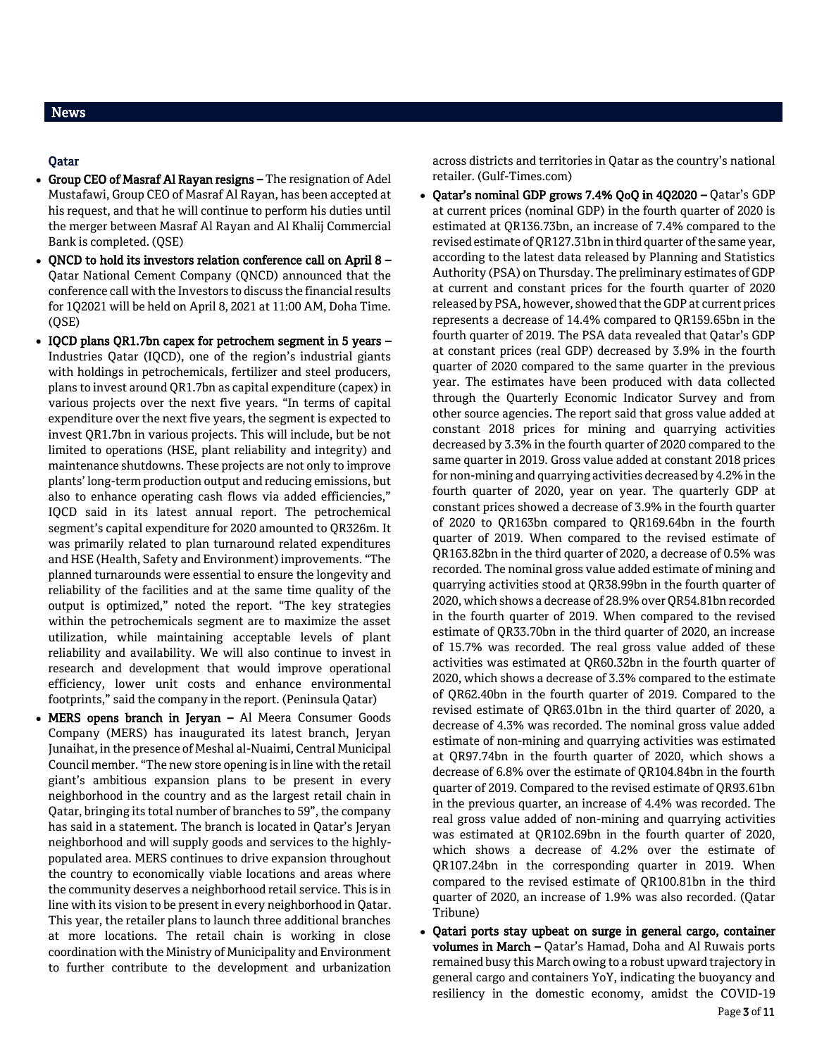## News

### Qatar

- **Group CEO of Masraf Al Rayan resigns –** The resignation of Adel Mustafawi, Group CEO of Masraf Al Rayan, has been accepted at his request, and that he will continue to perform his duties until the merger between Masraf Al Rayan and Al Khalij Commercial Bank is completed. (QSE)
- **QNCD to hold its investors relation conference call on April 8 –** Qatar National Cement Company (QNCD) announced that the conference call with the Investors to discuss the financial results for 1Q2021 will be held on April 8, 2021 at 11:00 AM, Doha Time. (QSE)
- **IQCD plans QR1.7bn capex for petrochem segment in 5 years –** Industries Qatar (IQCD), one of the region's industrial giants with holdings in petrochemicals, fertilizer and steel producers, plans to invest around QR1.7bn as capital expenditure (capex) in various projects over the next five years. "In terms of capital expenditure over the next five years, the segment is expected to invest QR1.7bn in various projects. This will include, but be not limited to operations (HSE, plant reliability and integrity) and maintenance shutdowns. These projects are not only to improve plants' long-term production output and reducing emissions, but also to enhance operating cash flows via added efficiencies," IQCD said in its latest annual report. The petrochemical segment's capital expenditure for 2020 amounted to QR326m. It was primarily related to plan turnaround related expenditures and HSE (Health, Safety and Environment) improvements. "The planned turnarounds were essential to ensure the longevity and reliability of the facilities and at the same time quality of the output is optimized," noted the report. "The key strategies within the petrochemicals segment are to maximize the asset utilization, while maintaining acceptable levels of plant reliability and availability. We will also continue to invest in research and development that would improve operational efficiency, lower unit costs and enhance environmental footprints," said the company in the report. (Peninsula Qatar)
- **MERS opens branch in Jeryan –** Al Meera Consumer Goods Company (MERS) has inaugurated its latest branch, Jeryan Junaihat, in the presence of Meshal al-Nuaimi, Central Municipal Council member. "The new store opening is in line with the retail giant's ambitious expansion plans to be present in every neighborhood in the country and as the largest retail chain in Qatar, bringing its total number of branches to 59", the company has said in a statement. The branch is located in Qatar's Jeryan neighborhood and will supply goods and services to the highly-populated area. MERS continues to drive expansion throughout the country to economically viable locations and areas where the community deserves a neighborhood retail service. This is in line with its vision to be present in every neighborhood in Qatar. This year, the retailer plans to launch three additional branches at more locations. The retail chain is working in close coordination with the Ministry of Municipality and Environment to further contribute to the development and urbanization across districts and territories in Qatar as the country's national retailer. (Gulf-Times.com)
- **Qatar's nominal GDP grows 7.4% QoQ in 4Q2020 –** Qatar's GDP at current prices (nominal GDP) in the fourth quarter of 2020 is estimated at QR136.73bn, an increase of 7.4% compared to the revised estimate of QR127.31bn in third quarter of the same year, according to the latest data released by Planning and Statistics Authority (PSA) on Thursday. The preliminary estimates of GDP at current and constant prices for the fourth quarter of 2020 released by PSA, however, showed that the GDP at current prices represents a decrease of 14.4% compared to QR159.65bn in the fourth quarter of 2019. The PSA data revealed that Qatar's GDP at constant prices (real GDP) decreased by 3.9% in the fourth quarter of 2020 compared to the same quarter in the previous year. The estimates have been produced with data collected through the Quarterly Economic Indicator Survey and from other source agencies. The report said that gross value added at constant 2018 prices for mining and quarrying activities decreased by 3.3% in the fourth quarter of 2020 compared to the same quarter in 2019. Gross value added at constant 2018 prices for non-mining and quarrying activities decreased by 4.2% in the fourth quarter of 2020, year on year. The quarterly GDP at constant prices showed a decrease of 3.9% in the fourth quarter of 2020 to QR163bn compared to QR169.64bn in the fourth quarter of 2019. When compared to the revised estimate of QR163.82bn in the third quarter of 2020, a decrease of 0.5% was recorded. The nominal gross value added estimate of mining and quarrying activities stood at QR38.99bn in the fourth quarter of 2020, which shows a decrease of 28.9% over QR54.81bn recorded in the fourth quarter of 2019. When compared to the revised estimate of QR33.70bn in the third quarter of 2020, an increase of 15.7% was recorded. The real gross value added of these activities was estimated at QR60.32bn in the fourth quarter of 2020, which shows a decrease of 3.3% compared to the estimate of QR62.40bn in the fourth quarter of 2019. Compared to the revised estimate of QR63.01bn in the third quarter of 2020, a decrease of 4.3% was recorded. The nominal gross value added estimate of non-mining and quarrying activities was estimated at QR97.74bn in the fourth quarter of 2020, which shows a decrease of 6.8% over the estimate of QR104.84bn in the fourth quarter of 2019. Compared to the revised estimate of QR93.61bn in the previous quarter, an increase of 4.4% was recorded. The real gross value added of non-mining and quarrying activities was estimated at QR102.69bn in the fourth quarter of 2020, which shows a decrease of 4.2% over the estimate of QR107.24bn in the corresponding quarter in 2019. When compared to the revised estimate of QR100.81bn in the third quarter of 2020, an increase of 1.9% was also recorded. (Qatar Tribune)
- **Qatari ports stay upbeat on surge in general cargo, container volumes in March –** Qatar's Hamad, Doha and Al Ruwais ports remained busy this March owing to a robust upward trajectory in general cargo and containers YoY, indicating the buoyancy and resiliency in the domestic economy, amidst the COVID-19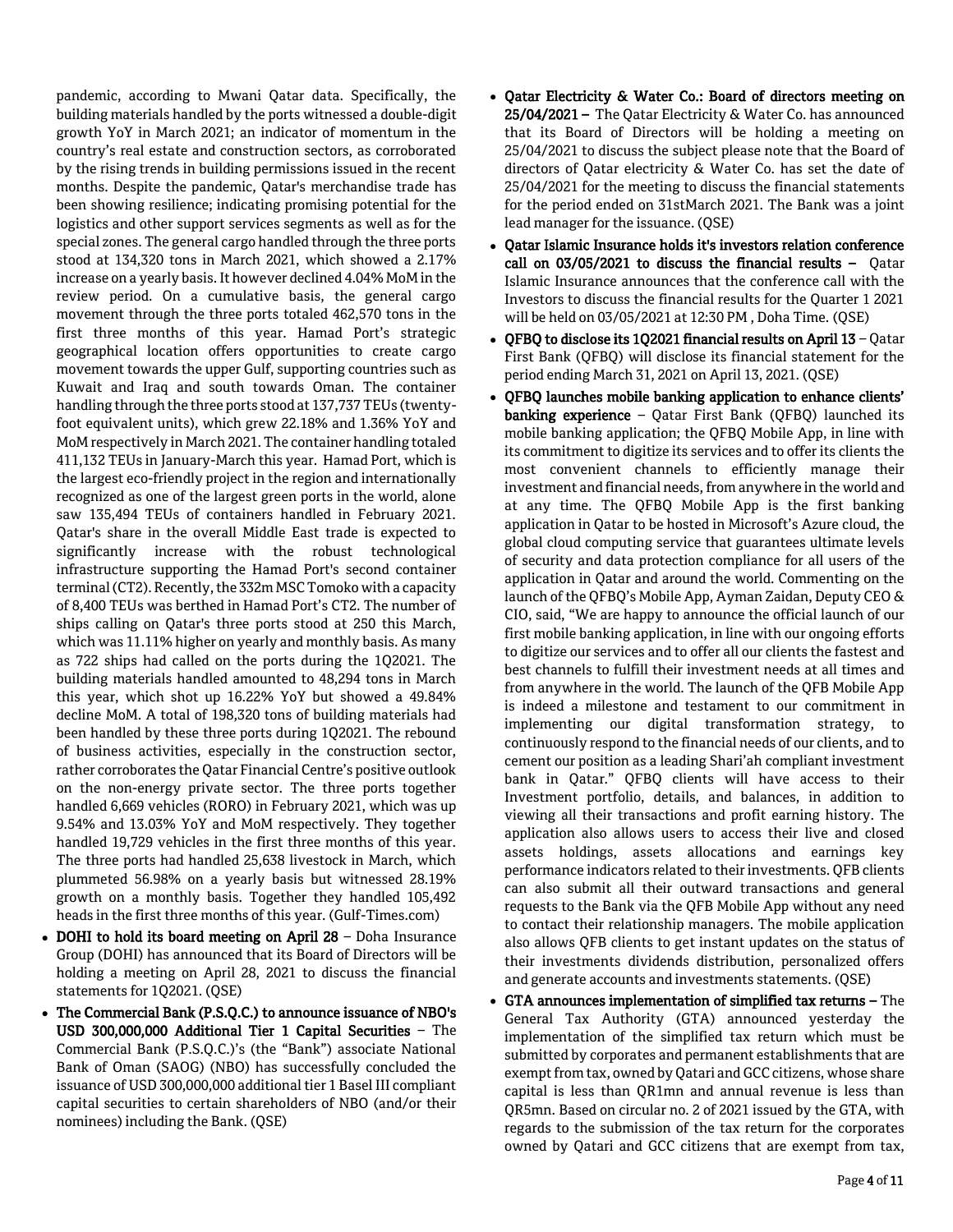pandemic, according to Mwani Qatar data. Specifically, the building materials handled by the ports witnessed a double-digit growth YoY in March 2021; an indicator of momentum in the country's real estate and construction sectors, as corroborated by the rising trends in building permissions issued in the recent months. Despite the pandemic, Qatar's merchandise trade has been showing resilience; indicating promising potential for the logistics and other support services segments as well as for the special zones. The general cargo handled through the three ports stood at 134,320 tons in March 2021, which showed a 2.17% increase on a yearly basis. It however declined 4.04% MoM in the review period. On a cumulative basis, the general cargo movement through the three ports totaled 462,570 tons in the first three months of this year. Hamad Port's strategic geographical location offers opportunities to create cargo movement towards the upper Gulf, supporting countries such as Kuwait and Iraq and south towards Oman. The container handling through the three ports stood at 137,737 TEUs (twenty-foot equivalent units), which grew 22.18% and 1.36% YoY and MoM respectively in March 2021. The container handling totaled 411,132 TEUs in January-March this year. Hamad Port, which is the largest eco-friendly project in the region and internationally recognized as one of the largest green ports in the world, alone saw 135,494 TEUs of containers handled in February 2021. Qatar's share in the overall Middle East trade is expected to significantly increase with the robust technological infrastructure supporting the Hamad Port's second container terminal (CT2). Recently, the 332m MSC Tomoko with a capacity of 8,400 TEUs was berthed in Hamad Port's CT2. The number of ships calling on Qatar's three ports stood at 250 this March, which was 11.11% higher on yearly and monthly basis. As many as 722 ships had called on the ports during the 1Q2021. The building materials handled amounted to 48,294 tons in March this year, which shot up 16.22% YoY but showed a 49.84% decline MoM. A total of 198,320 tons of building materials had been handled by these three ports during 1Q2021. The rebound of business activities, especially in the construction sector, rather corroborates the Qatar Financial Centre's positive outlook on the non-energy private sector. The three ports together handled 6,669 vehicles (RORO) in February 2021, which was up 9.54% and 13.03% YoY and MoM respectively. They together handled 19,729 vehicles in the first three months of this year. The three ports had handled 25,638 livestock in March, which plummeted 56.98% on a yearly basis but witnessed 28.19% growth on a monthly basis. Together they handled 105,492 heads in the first three months of this year. (Gulf-Times.com)

- **DOHI to hold its board meeting on April 28** – Doha Insurance Group (DOHI) has announced that its Board of Directors will be holding a meeting on April 28, 2021 to discuss the financial statements for 1Q2021. (QSE)
- **The Commercial Bank (P.S.Q.C.) to announce issuance of NBO's USD 300,000,000 Additional Tier 1 Capital Securities** – The Commercial Bank (P.S.Q.C.)'s (the "Bank") associate National Bank of Oman (SAOG) (NBO) has successfully concluded the issuance of USD 300,000,000 additional tier 1 Basel III compliant capital securities to certain shareholders of NBO (and/or their nominees) including the Bank. (QSE)
- **Qatar Electricity & Water Co.: Board of directors meeting on 25/04/2021 –** The Qatar Electricity & Water Co. has announced that its Board of Directors will be holding a meeting on 25/04/2021 to discuss the subject please note that the Board of directors of Qatar electricity & Water Co. has set the date of 25/04/2021 for the meeting to discuss the financial statements for the period ended on 31stMarch 2021. The Bank was a joint lead manager for the issuance. (QSE)
- **Qatar Islamic Insurance holds it's investors relation conference call on 03/05/2021 to discuss the financial results –** Qatar Islamic Insurance announces that the conference call with the Investors to discuss the financial results for the Quarter 1 2021 will be held on 03/05/2021 at 12:30 PM , Doha Time. (QSE)
- **QFBQ to disclose its 1Q2021 financial results on April 13** – Qatar First Bank (QFBQ) will disclose its financial statement for the period ending March 31, 2021 on April 13, 2021. (QSE)
- **QFBQ launches mobile banking application to enhance clients' banking experience** – Qatar First Bank (QFBQ) launched its mobile banking application; the QFBQ Mobile App, in line with its commitment to digitize its services and to offer its clients the most convenient channels to efficiently manage their investment and financial needs, from anywhere in the world and at any time. The QFBQ Mobile App is the first banking application in Qatar to be hosted in Microsoft's Azure cloud, the global cloud computing service that guarantees ultimate levels of security and data protection compliance for all users of the application in Qatar and around the world. Commenting on the launch of the QFBQ's Mobile App, Ayman Zaidan, Deputy CEO & CIO, said, "We are happy to announce the official launch of our first mobile banking application, in line with our ongoing efforts to digitize our services and to offer all our clients the fastest and best channels to fulfill their investment needs at all times and from anywhere in the world. The launch of the QFB Mobile App is indeed a milestone and testament to our commitment in implementing our digital transformation strategy, to continuously respond to the financial needs of our clients, and to cement our position as a leading Shari'ah compliant investment bank in Qatar." QFBQ clients will have access to their Investment portfolio, details, and balances, in addition to viewing all their transactions and profit earning history. The application also allows users to access their live and closed assets holdings, assets allocations and earnings key performance indicators related to their investments. QFB clients can also submit all their outward transactions and general requests to the Bank via the QFB Mobile App without any need to contact their relationship managers. The mobile application also allows QFB clients to get instant updates on the status of their investments dividends distribution, personalized offers and generate accounts and investments statements. (QSE)
- **GTA announces implementation of simplified tax returns –** The General Tax Authority (GTA) announced yesterday the implementation of the simplified tax return which must be submitted by corporates and permanent establishments that are exempt from tax, owned by Qatari and GCC citizens, whose share capital is less than QR1mn and annual revenue is less than QR5mn. Based on circular no. 2 of 2021 issued by the GTA, with regards to the submission of the tax return for the corporates owned by Qatari and GCC citizens that are exempt from tax,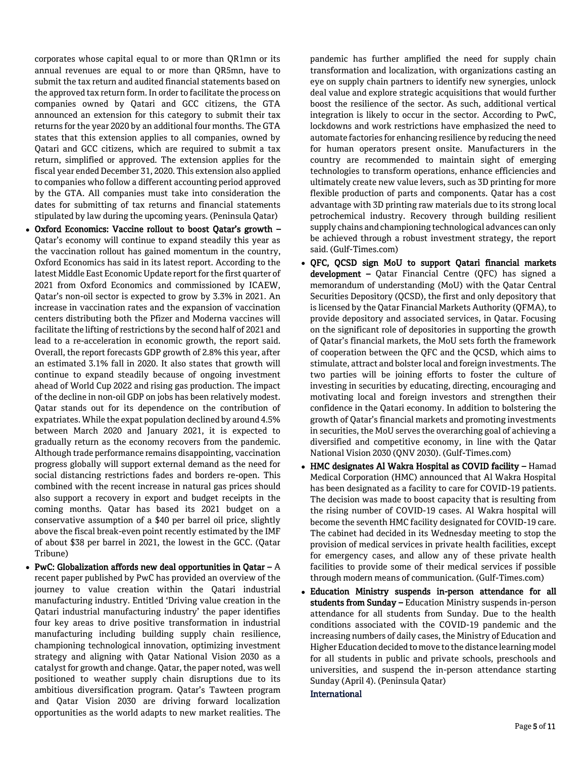corporates whose capital equal to or more than QR1mn or its annual revenues are equal to or more than QR5mn, have to submit the tax return and audited financial statements based on the approved tax return form. In order to facilitate the process on companies owned by Qatari and GCC citizens, the GTA announced an extension for this category to submit their tax returns for the year 2020 by an additional four months. The GTA states that this extension applies to all companies, owned by Qatari and GCC citizens, which are required to submit a tax return, simplified or approved. The extension applies for the fiscal year ended December 31, 2020. This extension also applied to companies who follow a different accounting period approved by the GTA. All companies must take into consideration the dates for submitting of tax returns and financial statements stipulated by law during the upcoming years. (Peninsula Qatar)

- **Oxford Economics: Vaccine rollout to boost Qatar's growth –** Qatar's economy will continue to expand steadily this year as the vaccination rollout has gained momentum in the country, Oxford Economics has said in its latest report. According to the latest Middle East Economic Update report for the first quarter of 2021 from Oxford Economics and commissioned by ICAEW, Qatar's non-oil sector is expected to grow by 3.3% in 2021. An increase in vaccination rates and the expansion of vaccination centers distributing both the Pfizer and Moderna vaccines will facilitate the lifting of restrictions by the second half of 2021 and lead to a re-acceleration in economic growth, the report said. Overall, the report forecasts GDP growth of 2.8% this year, after an estimated 3.1% fall in 2020. It also states that growth will continue to expand steadily because of ongoing investment ahead of World Cup 2022 and rising gas production. The impact of the decline in non-oil GDP on jobs has been relatively modest. Qatar stands out for its dependence on the contribution of expatriates. While the expat population declined by around 4.5% between March 2020 and January 2021, it is expected to gradually return as the economy recovers from the pandemic. Although trade performance remains disappointing, vaccination progress globally will support external demand as the need for social distancing restrictions fades and borders re-open. This combined with the recent increase in natural gas prices should also support a recovery in export and budget receipts in the coming months. Qatar has based its 2021 budget on a conservative assumption of a $40 per barrel oil price, slightly above the fiscal break-even point recently estimated by the IMF of about $38 per barrel in 2021, the lowest in the GCC. (Qatar Tribune)
- **PwC: Globalization affords new deal opportunities in Qatar –** A recent paper published by PwC has provided an overview of the journey to value creation within the Qatari industrial manufacturing industry. Entitled 'Driving value creation in the Qatari industrial manufacturing industry' the paper identifies four key areas to drive positive transformation in industrial manufacturing including building supply chain resilience, championing technological innovation, optimizing investment strategy and aligning with Qatar National Vision 2030 as a catalyst for growth and change. Qatar, the paper noted, was well positioned to weather supply chain disruptions due to its ambitious diversification program. Qatar's Tawteen program and Qatar Vision 2030 are driving forward localization opportunities as the world adapts to new market realities. The pandemic has further amplified the need for supply chain transformation and localization, with organizations casting an eye on supply chain partners to identify new synergies, unlock deal value and explore strategic acquisitions that would further boost the resilience of the sector. As such, additional vertical integration is likely to occur in the sector. According to PwC, lockdowns and work restrictions have emphasized the need to automate factories for enhancing resilience by reducing the need for human operators present onsite. Manufacturers in the country are recommended to maintain sight of emerging technologies to transform operations, enhance efficiencies and ultimately create new value levers, such as 3D printing for more flexible production of parts and components. Qatar has a cost advantage with 3D printing raw materials due to its strong local petrochemical industry. Recovery through building resilient supply chains and championing technological advances can only be achieved through a robust investment strategy, the report said. (Gulf-Times.com)
- **QFC, QCSD sign MoU to support Qatari financial markets development –** Qatar Financial Centre (QFC) has signed a memorandum of understanding (MoU) with the Qatar Central Securities Depository (QCSD), the first and only depository that is licensed by the Qatar Financial Markets Authority (QFMA), to provide depository and associated services, in Qatar. Focusing on the significant role of depositories in supporting the growth of Qatar's financial markets, the MoU sets forth the framework of cooperation between the QFC and the QCSD, which aims to stimulate, attract and bolster local and foreign investments. The two parties will be joining efforts to foster the culture of investing in securities by educating, directing, encouraging and motivating local and foreign investors and strengthen their confidence in the Qatari economy. In addition to bolstering the growth of Qatar's financial markets and promoting investments in securities, the MoU serves the overarching goal of achieving a diversified and competitive economy, in line with the Qatar National Vision 2030 (QNV 2030). (Gulf-Times.com)
- **HMC designates Al Wakra Hospital as COVID facility –** Hamad Medical Corporation (HMC) announced that Al Wakra Hospital has been designated as a facility to care for COVID-19 patients. The decision was made to boost capacity that is resulting from the rising number of COVID-19 cases. Al Wakra hospital will become the seventh HMC facility designated for COVID-19 care. The cabinet had decided in its Wednesday meeting to stop the provision of medical services in private health facilities, except for emergency cases, and allow any of these private health facilities to provide some of their medical services if possible through modern means of communication. (Gulf-Times.com)
- **Education Ministry suspends in-person attendance for all students from Sunday –** Education Ministry suspends in-person attendance for all students from Sunday. Due to the health conditions associated with the COVID-19 pandemic and the increasing numbers of daily cases, the Ministry of Education and Higher Education decided to move to the distance learning model for all students in public and private schools, preschools and universities, and suspend the in-person attendance starting Sunday (April 4). (Peninsula Qatar)

## International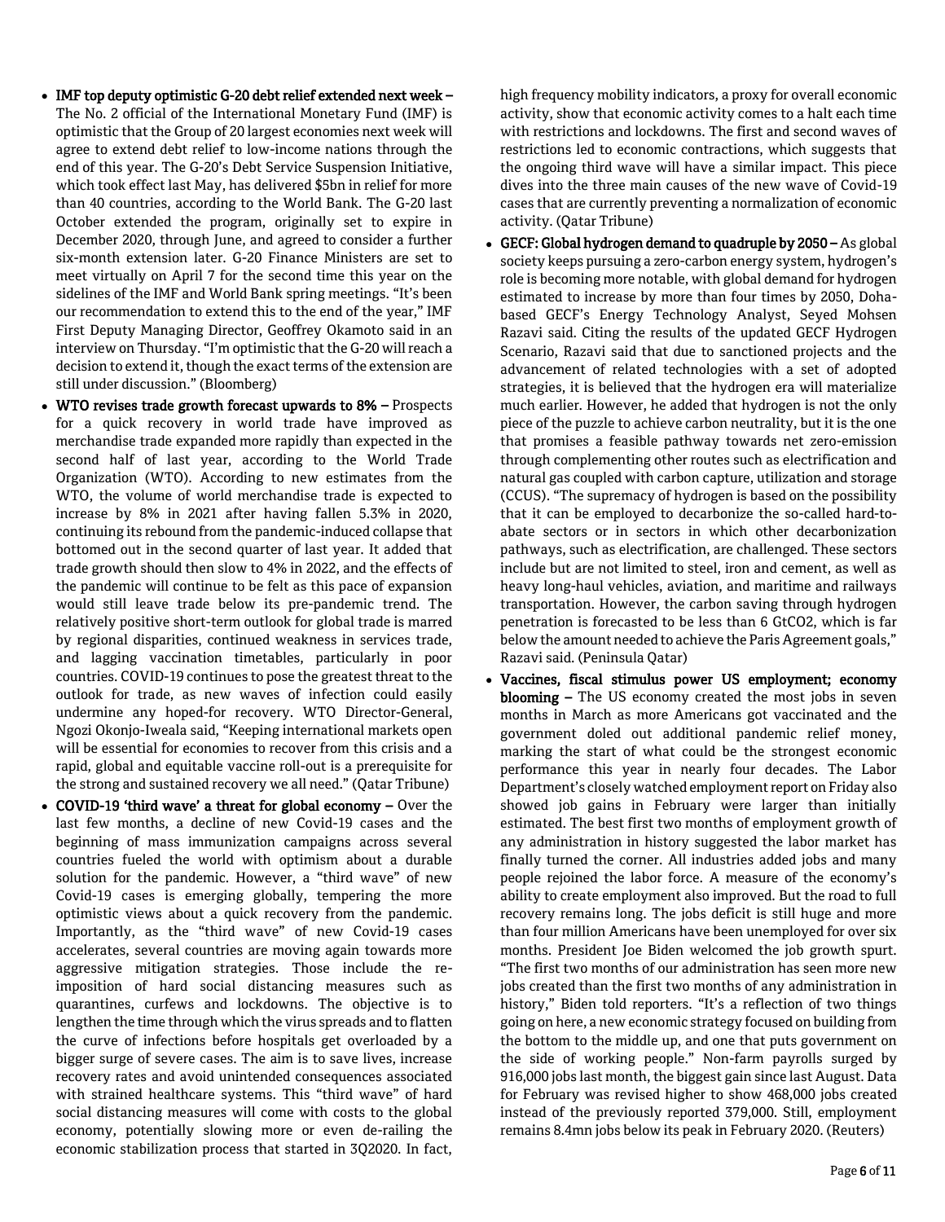- **IMF top deputy optimistic G-20 debt relief extended next week –** The No. 2 official of the International Monetary Fund (IMF) is optimistic that the Group of 20 largest economies next week will agree to extend debt relief to low-income nations through the end of this year. The G-20's Debt Service Suspension Initiative, which took effect last May, has delivered \$5bn in relief for more than 40 countries, according to the World Bank. The G-20 last October extended the program, originally set to expire in December 2020, through June, and agreed to consider a further six-month extension later. G-20 Finance Ministers are set to meet virtually on April 7 for the second time this year on the sidelines of the IMF and World Bank spring meetings. "It's been our recommendation to extend this to the end of the year," IMF First Deputy Managing Director, Geoffrey Okamoto said in an interview on Thursday. "I'm optimistic that the G-20 will reach a decision to extend it, though the exact terms of the extension are still under discussion." (Bloomberg)
- **WTO revises trade growth forecast upwards to 8% –** Prospects for a quick recovery in world trade have improved as merchandise trade expanded more rapidly than expected in the second half of last year, according to the World Trade Organization (WTO). According to new estimates from the WTO, the volume of world merchandise trade is expected to increase by 8% in 2021 after having fallen 5.3% in 2020, continuing its rebound from the pandemic-induced collapse that bottomed out in the second quarter of last year. It added that trade growth should then slow to 4% in 2022, and the effects of the pandemic will continue to be felt as this pace of expansion would still leave trade below its pre-pandemic trend. The relatively positive short-term outlook for global trade is marred by regional disparities, continued weakness in services trade, and lagging vaccination timetables, particularly in poor countries. COVID-19 continues to pose the greatest threat to the outlook for trade, as new waves of infection could easily undermine any hoped-for recovery. WTO Director-General, Ngozi Okonjo-Iweala said, "Keeping international markets open will be essential for economies to recover from this crisis and a rapid, global and equitable vaccine roll-out is a prerequisite for the strong and sustained recovery we all need." (Qatar Tribune)
- **COVID-19 'third wave' a threat for global economy –** Over the last few months, a decline of new Covid-19 cases and the beginning of mass immunization campaigns across several countries fueled the world with optimism about a durable solution for the pandemic. However, a "third wave" of new Covid-19 cases is emerging globally, tempering the more optimistic views about a quick recovery from the pandemic. Importantly, as the "third wave" of new Covid-19 cases accelerates, several countries are moving again towards more aggressive mitigation strategies. Those include the re-imposition of hard social distancing measures such as quarantines, curfews and lockdowns. The objective is to lengthen the time through which the virus spreads and to flatten the curve of infections before hospitals get overloaded by a bigger surge of severe cases. The aim is to save lives, increase recovery rates and avoid unintended consequences associated with strained healthcare systems. This "third wave" of hard social distancing measures will come with costs to the global economy, potentially slowing more or even de-railing the economic stabilization process that started in 3Q2020. In fact, high frequency mobility indicators, a proxy for overall economic activity, show that economic activity comes to a halt each time with restrictions and lockdowns. The first and second waves of restrictions led to economic contractions, which suggests that the ongoing third wave will have a similar impact. This piece dives into the three main causes of the new wave of Covid-19 cases that are currently preventing a normalization of economic activity. (Qatar Tribune)
- **GECF: Global hydrogen demand to quadruple by 2050 –** As global society keeps pursuing a zero-carbon energy system, hydrogen's role is becoming more notable, with global demand for hydrogen estimated to increase by more than four times by 2050, Doha-based GECF's Energy Technology Analyst, Seyed Mohsen Razavi said. Citing the results of the updated GECF Hydrogen Scenario, Razavi said that due to sanctioned projects and the advancement of related technologies with a set of adopted strategies, it is believed that the hydrogen era will materialize much earlier. However, he added that hydrogen is not the only piece of the puzzle to achieve carbon neutrality, but it is the one that promises a feasible pathway towards net zero-emission through complementing other routes such as electrification and natural gas coupled with carbon capture, utilization and storage (CCUS). "The supremacy of hydrogen is based on the possibility that it can be employed to decarbonize the so-called hard-to-abate sectors or in sectors in which other decarbonization pathways, such as electrification, are challenged. These sectors include but are not limited to steel, iron and cement, as well as heavy long-haul vehicles, aviation, and maritime and railways transportation. However, the carbon saving through hydrogen penetration is forecasted to be less than 6 GtCO2, which is far below the amount needed to achieve the Paris Agreement goals," Razavi said. (Peninsula Qatar)
- **Vaccines, fiscal stimulus power US employment; economy blooming –** The US economy created the most jobs in seven months in March as more Americans got vaccinated and the government doled out additional pandemic relief money, marking the start of what could be the strongest economic performance this year in nearly four decades. The Labor Department's closely watched employment report on Friday also showed job gains in February were larger than initially estimated. The best first two months of employment growth of any administration in history suggested the labor market has finally turned the corner. All industries added jobs and many people rejoined the labor force. A measure of the economy's ability to create employment also improved. But the road to full recovery remains long. The jobs deficit is still huge and more than four million Americans have been unemployed for over six months. President Joe Biden welcomed the job growth spurt. "The first two months of our administration has seen more new jobs created than the first two months of any administration in history," Biden told reporters. "It's a reflection of two things going on here, a new economic strategy focused on building from the bottom to the middle up, and one that puts government on the side of working people." Non-farm payrolls surged by 916,000 jobs last month, the biggest gain since last August. Data for February was revised higher to show 468,000 jobs created instead of the previously reported 379,000. Still, employment remains 8.4mn jobs below its peak in February 2020. (Reuters)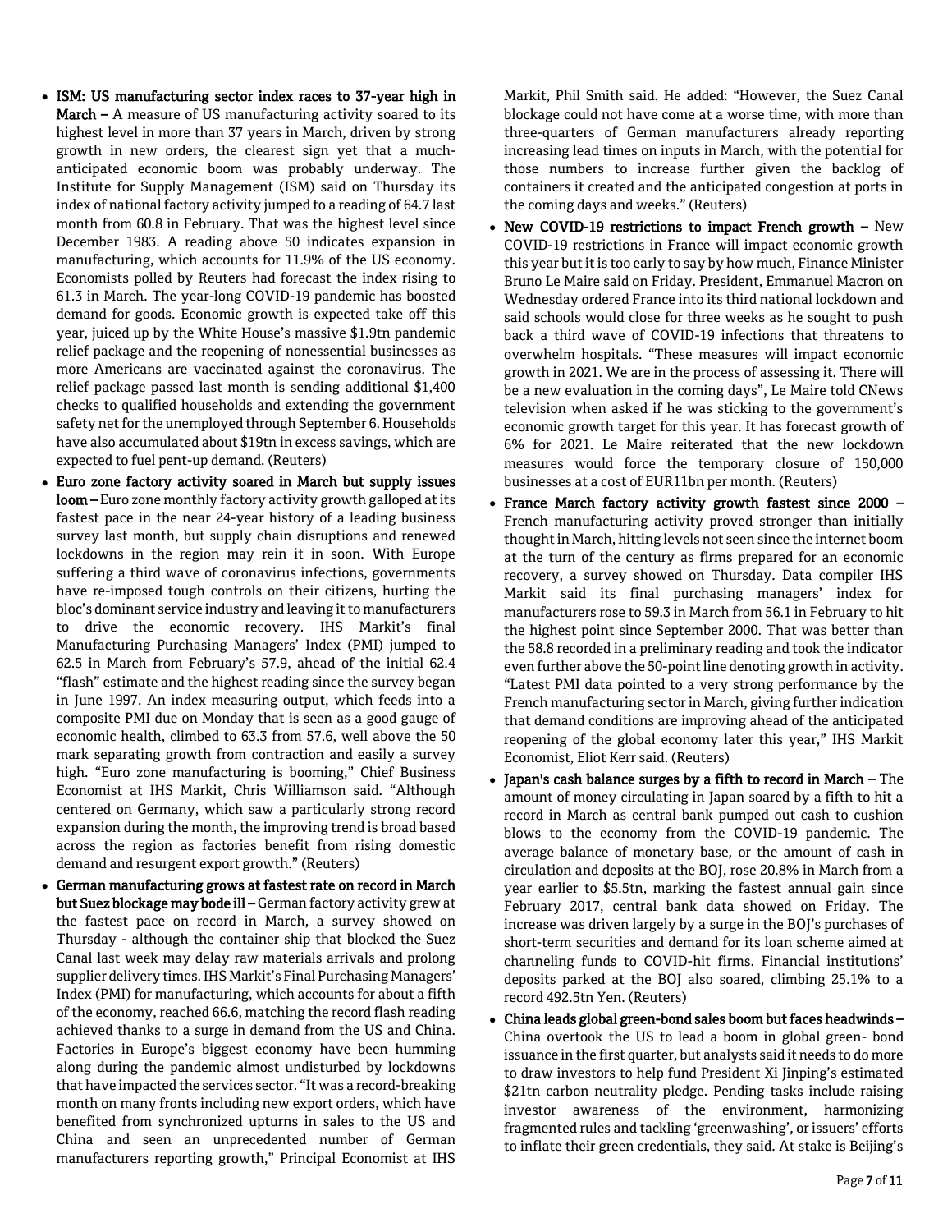- **ISM: US manufacturing sector index races to 37-year high in March –** A measure of US manufacturing activity soared to its highest level in more than 37 years in March, driven by strong growth in new orders, the clearest sign yet that a much-anticipated economic boom was probably underway. The Institute for Supply Management (ISM) said on Thursday its index of national factory activity jumped to a reading of 64.7 last month from 60.8 in February. That was the highest level since December 1983. A reading above 50 indicates expansion in manufacturing, which accounts for 11.9% of the US economy. Economists polled by Reuters had forecast the index rising to 61.3 in March. The year-long COVID-19 pandemic has boosted demand for goods. Economic growth is expected take off this year, juiced up by the White House's massive $1.9tn pandemic relief package and the reopening of nonessential businesses as more Americans are vaccinated against the coronavirus. The relief package passed last month is sending additional $1,400 checks to qualified households and extending the government safety net for the unemployed through September 6. Households have also accumulated about $19tn in excess savings, which are expected to fuel pent-up demand. (Reuters)
- **Euro zone factory activity soared in March but supply issues loom –** Euro zone monthly factory activity growth galloped at its fastest pace in the near 24-year history of a leading business survey last month, but supply chain disruptions and renewed lockdowns in the region may rein it in soon. With Europe suffering a third wave of coronavirus infections, governments have re-imposed tough controls on their citizens, hurting the bloc's dominant service industry and leaving it to manufacturers to drive the economic recovery. IHS Markit's final Manufacturing Purchasing Managers' Index (PMI) jumped to 62.5 in March from February's 57.9, ahead of the initial 62.4 "flash" estimate and the highest reading since the survey began in June 1997. An index measuring output, which feeds into a composite PMI due on Monday that is seen as a good gauge of economic health, climbed to 63.3 from 57.6, well above the 50 mark separating growth from contraction and easily a survey high. "Euro zone manufacturing is booming," Chief Business Economist at IHS Markit, Chris Williamson said. "Although centered on Germany, which saw a particularly strong record expansion during the month, the improving trend is broad based across the region as factories benefit from rising domestic demand and resurgent export growth." (Reuters)
- **German manufacturing grows at fastest rate on record in March but Suez blockage may bode ill –** German factory activity grew at the fastest pace on record in March, a survey showed on Thursday - although the container ship that blocked the Suez Canal last week may delay raw materials arrivals and prolong supplier delivery times. IHS Markit's Final Purchasing Managers' Index (PMI) for manufacturing, which accounts for about a fifth of the economy, reached 66.6, matching the record flash reading achieved thanks to a surge in demand from the US and China. Factories in Europe's biggest economy have been humming along during the pandemic almost undisturbed by lockdowns that have impacted the services sector. "It was a record-breaking month on many fronts including new export orders, which have benefited from synchronized upturns in sales to the US and China and seen an unprecedented number of German manufacturers reporting growth," Principal Economist at IHS Markit, Phil Smith said. He added: "However, the Suez Canal blockage could not have come at a worse time, with more than three-quarters of German manufacturers already reporting increasing lead times on inputs in March, with the potential for those numbers to increase further given the backlog of containers it created and the anticipated congestion at ports in the coming days and weeks." (Reuters)
- **New COVID-19 restrictions to impact French growth –** New COVID-19 restrictions in France will impact economic growth this year but it is too early to say by how much, Finance Minister Bruno Le Maire said on Friday. President, Emmanuel Macron on Wednesday ordered France into its third national lockdown and said schools would close for three weeks as he sought to push back a third wave of COVID-19 infections that threatens to overwhelm hospitals. "These measures will impact economic growth in 2021. We are in the process of assessing it. There will be a new evaluation in the coming days", Le Maire told CNews television when asked if he was sticking to the government's economic growth target for this year. It has forecast growth of 6% for 2021. Le Maire reiterated that the new lockdown measures would force the temporary closure of 150,000 businesses at a cost of EUR11bn per month. (Reuters)
- **France March factory activity growth fastest since 2000 –** French manufacturing activity proved stronger than initially thought in March, hitting levels not seen since the internet boom at the turn of the century as firms prepared for an economic recovery, a survey showed on Thursday. Data compiler IHS Markit said its final purchasing managers' index for manufacturers rose to 59.3 in March from 56.1 in February to hit the highest point since September 2000. That was better than the 58.8 recorded in a preliminary reading and took the indicator even further above the 50-point line denoting growth in activity. "Latest PMI data pointed to a very strong performance by the French manufacturing sector in March, giving further indication that demand conditions are improving ahead of the anticipated reopening of the global economy later this year," IHS Markit Economist, Eliot Kerr said. (Reuters)
- **Japan's cash balance surges by a fifth to record in March –** The amount of money circulating in Japan soared by a fifth to hit a record in March as central bank pumped out cash to cushion blows to the economy from the COVID-19 pandemic. The average balance of monetary base, or the amount of cash in circulation and deposits at the BOJ, rose 20.8% in March from a year earlier to $5.5tn, marking the fastest annual gain since February 2017, central bank data showed on Friday. The increase was driven largely by a surge in the BOJ's purchases of short-term securities and demand for its loan scheme aimed at channeling funds to COVID-hit firms. Financial institutions' deposits parked at the BOJ also soared, climbing 25.1% to a record 492.5tn Yen. (Reuters)
- **China leads global green-bond sales boom but faces headwinds –** China overtook the US to lead a boom in global green- bond issuance in the first quarter, but analysts said it needs to do more to draw investors to help fund President Xi Jinping's estimated $21tn carbon neutrality pledge. Pending tasks include raising investor awareness of the environment, harmonizing fragmented rules and tackling 'greenwashing', or issuers' efforts to inflate their green credentials, they said. At stake is Beijing's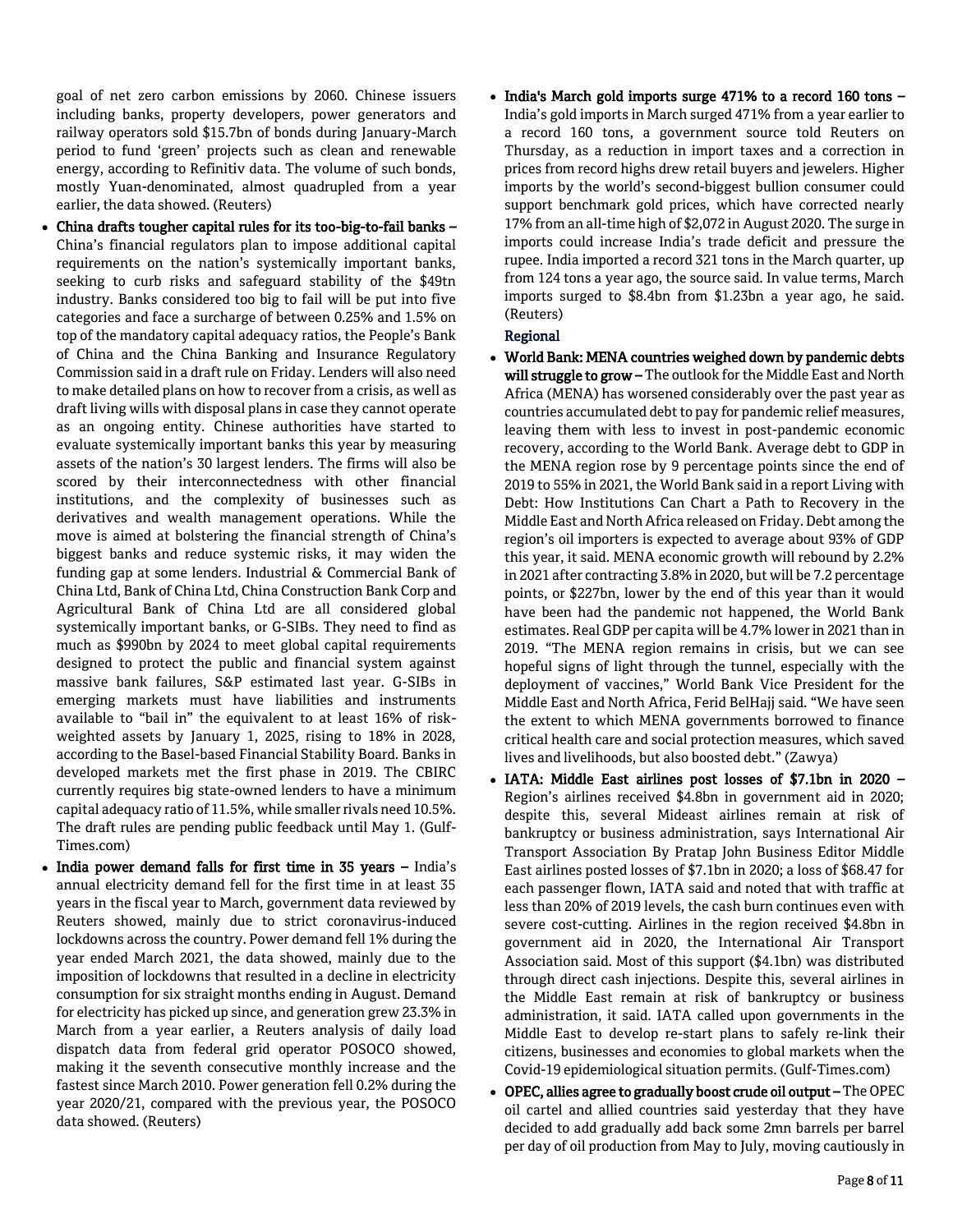goal of net zero carbon emissions by 2060. Chinese issuers including banks, property developers, power generators and railway operators sold $15.7bn of bonds during January-March period to fund 'green' projects such as clean and renewable energy, according to Refinitiv data. The volume of such bonds, mostly Yuan-denominated, almost quadrupled from a year earlier, the data showed. (Reuters)

- **China drafts tougher capital rules for its too-big-to-fail banks –** China's financial regulators plan to impose additional capital requirements on the nation's systemically important banks, seeking to curb risks and safeguard stability of the $49tn industry. Banks considered too big to fail will be put into five categories and face a surcharge of between 0.25% and 1.5% on top of the mandatory capital adequacy ratios, the People's Bank of China and the China Banking and Insurance Regulatory Commission said in a draft rule on Friday. Lenders will also need to make detailed plans on how to recover from a crisis, as well as draft living wills with disposal plans in case they cannot operate as an ongoing entity. Chinese authorities have started to evaluate systemically important banks this year by measuring assets of the nation's 30 largest lenders. The firms will also be scored by their interconnectedness with other financial institutions, and the complexity of businesses such as derivatives and wealth management operations. While the move is aimed at bolstering the financial strength of China's biggest banks and reduce systemic risks, it may widen the funding gap at some lenders. Industrial & Commercial Bank of China Ltd, Bank of China Ltd, China Construction Bank Corp and Agricultural Bank of China Ltd are all considered global systemically important banks, or G-SIBs. They need to find as much as $990bn by 2024 to meet global capital requirements designed to protect the public and financial system against massive bank failures, S&P estimated last year. G-SIBs in emerging markets must have liabilities and instruments available to "bail in" the equivalent to at least 16% of risk-weighted assets by January 1, 2025, rising to 18% in 2028, according to the Basel-based Financial Stability Board. Banks in developed markets met the first phase in 2019. The CBIRC currently requires big state-owned lenders to have a minimum capital adequacy ratio of 11.5%, while smaller rivals need 10.5%. The draft rules are pending public feedback until May 1. (Gulf-Times.com)
- **India power demand falls for first time in 35 years –** India's annual electricity demand fell for the first time in at least 35 years in the fiscal year to March, government data reviewed by Reuters showed, mainly due to strict coronavirus-induced lockdowns across the country. Power demand fell 1% during the year ended March 2021, the data showed, mainly due to the imposition of lockdowns that resulted in a decline in electricity consumption for six straight months ending in August. Demand for electricity has picked up since, and generation grew 23.3% in March from a year earlier, a Reuters analysis of daily load dispatch data from federal grid operator POSOCO showed, making it the seventh consecutive monthly increase and the fastest since March 2010. Power generation fell 0.2% during the year 2020/21, compared with the previous year, the POSOCO data showed. (Reuters)
- **India's March gold imports surge 471% to a record 160 tons –** India's gold imports in March surged 471% from a year earlier to a record 160 tons, a government source told Reuters on Thursday, as a reduction in import taxes and a correction in prices from record highs drew retail buyers and jewelers. Higher imports by the world's second-biggest bullion consumer could support benchmark gold prices, which have corrected nearly 17% from an all-time high of $2,072 in August 2020. The surge in imports could increase India's trade deficit and pressure the rupee. India imported a record 321 tons in the March quarter, up from 124 tons a year ago, the source said. In value terms, March imports surged to $8.4bn from $1.23bn a year ago, he said. (Reuters)

## Regional

- **World Bank: MENA countries weighed down by pandemic debts will struggle to grow –** The outlook for the Middle East and North Africa (MENA) has worsened considerably over the past year as countries accumulated debt to pay for pandemic relief measures, leaving them with less to invest in post-pandemic economic recovery, according to the World Bank. Average debt to GDP in the MENA region rose by 9 percentage points since the end of 2019 to 55% in 2021, the World Bank said in a report Living with Debt: How Institutions Can Chart a Path to Recovery in the Middle East and North Africa released on Friday. Debt among the region's oil importers is expected to average about 93% of GDP this year, it said. MENA economic growth will rebound by 2.2% in 2021 after contracting 3.8% in 2020, but will be 7.2 percentage points, or $227bn, lower by the end of this year than it would have been had the pandemic not happened, the World Bank estimates. Real GDP per capita will be 4.7% lower in 2021 than in 2019. "The MENA region remains in crisis, but we can see hopeful signs of light through the tunnel, especially with the deployment of vaccines," World Bank Vice President for the Middle East and North Africa, Ferid BelHajj said. "We have seen the extent to which MENA governments borrowed to finance critical health care and social protection measures, which saved lives and livelihoods, but also boosted debt." (Zawya)
- **IATA: Middle East airlines post losses of $7.1bn in 2020 –** Region's airlines received $4.8bn in government aid in 2020; despite this, several Mideast airlines remain at risk of bankruptcy or business administration, says International Air Transport Association By Pratap John Business Editor Middle East airlines posted losses of $7.1bn in 2020; a loss of $68.47 for each passenger flown, IATA said and noted that with traffic at less than 20% of 2019 levels, the cash burn continues even with severe cost-cutting. Airlines in the region received $4.8bn in government aid in 2020, the International Air Transport Association said. Most of this support ($4.1bn) was distributed through direct cash injections. Despite this, several airlines in the Middle East remain at risk of bankruptcy or business administration, it said. IATA called upon governments in the Middle East to develop re-start plans to safely re-link their citizens, businesses and economies to global markets when the Covid-19 epidemiological situation permits. (Gulf-Times.com)
- **OPEC, allies agree to gradually boost crude oil output –** The OPEC oil cartel and allied countries said yesterday that they have decided to add gradually add back some 2mn barrels per barrel per day of oil production from May to July, moving cautiously in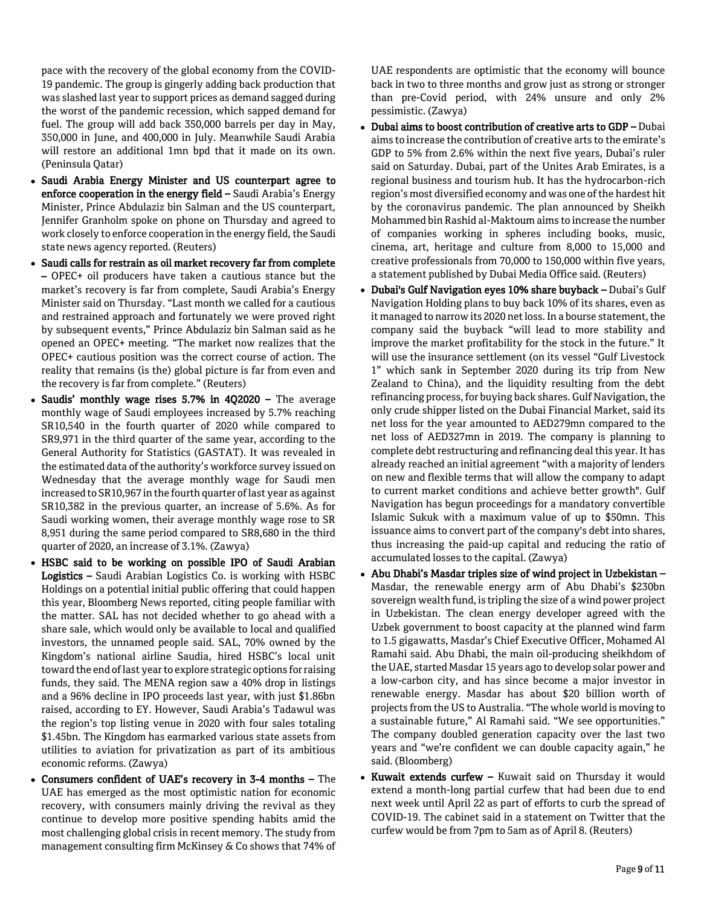pace with the recovery of the global economy from the COVID-19 pandemic. The group is gingerly adding back production that was slashed last year to support prices as demand sagged during the worst of the pandemic recession, which sapped demand for fuel. The group will add back 350,000 barrels per day in May, 350,000 in June, and 400,000 in July. Meanwhile Saudi Arabia will restore an additional 1mn bpd that it made on its own. (Peninsula Qatar)

- **Saudi Arabia Energy Minister and US counterpart agree to enforce cooperation in the energy field –** Saudi Arabia's Energy Minister, Prince Abdulaziz bin Salman and the US counterpart, Jennifer Granholm spoke on phone on Thursday and agreed to work closely to enforce cooperation in the energy field, the Saudi state news agency reported. (Reuters)
- **Saudi calls for restrain as oil market recovery far from complete –** OPEC+ oil producers have taken a cautious stance but the market's recovery is far from complete, Saudi Arabia's Energy Minister said on Thursday. "Last month we called for a cautious and restrained approach and fortunately we were proved right by subsequent events," Prince Abdulaziz bin Salman said as he opened an OPEC+ meeting. "The market now realizes that the OPEC+ cautious position was the correct course of action. The reality that remains (is the) global picture is far from even and the recovery is far from complete." (Reuters)
- **Saudis' monthly wage rises 5.7% in 4Q2020 –** The average monthly wage of Saudi employees increased by 5.7% reaching SR10,540 in the fourth quarter of 2020 while compared to SR9,971 in the third quarter of the same year, according to the General Authority for Statistics (GASTAT). It was revealed in the estimated data of the authority's workforce survey issued on Wednesday that the average monthly wage for Saudi men increased to SR10,967 in the fourth quarter of last year as against SR10,382 in the previous quarter, an increase of 5.6%. As for Saudi working women, their average monthly wage rose to SR 8,951 during the same period compared to SR8,680 in the third quarter of 2020, an increase of 3.1%. (Zawya)
- **HSBC said to be working on possible IPO of Saudi Arabian Logistics –** Saudi Arabian Logistics Co. is working with HSBC Holdings on a potential initial public offering that could happen this year, Bloomberg News reported, citing people familiar with the matter. SAL has not decided whether to go ahead with a share sale, which would only be available to local and qualified investors, the unnamed people said. SAL, 70% owned by the Kingdom's national airline Saudia, hired HSBC's local unit toward the end of last year to explore strategic options for raising funds, they said. The MENA region saw a 40% drop in listings and a 96% decline in IPO proceeds last year, with just $1.86bn raised, according to EY. However, Saudi Arabia's Tadawul was the region's top listing venue in 2020 with four sales totaling $1.45bn. The Kingdom has earmarked various state assets from utilities to aviation for privatization as part of its ambitious economic reforms. (Zawya)
- **Consumers confident of UAE's recovery in 3-4 months –** The UAE has emerged as the most optimistic nation for economic recovery, with consumers mainly driving the revival as they continue to develop more positive spending habits amid the most challenging global crisis in recent memory. The study from management consulting firm McKinsey & Co shows that 74% of UAE respondents are optimistic that the economy will bounce back in two to three months and grow just as strong or stronger than pre-Covid period, with 24% unsure and only 2% pessimistic. (Zawya)
- **Dubai aims to boost contribution of creative arts to GDP –** Dubai aims to increase the contribution of creative arts to the emirate's GDP to 5% from 2.6% within the next five years, Dubai's ruler said on Saturday. Dubai, part of the Unites Arab Emirates, is a regional business and tourism hub. It has the hydrocarbon-rich region's most diversified economy and was one of the hardest hit by the coronavirus pandemic. The plan announced by Sheikh Mohammed bin Rashid al-Maktoum aims to increase the number of companies working in spheres including books, music, cinema, art, heritage and culture from 8,000 to 15,000 and creative professionals from 70,000 to 150,000 within five years, a statement published by Dubai Media Office said. (Reuters)
- **Dubai's Gulf Navigation eyes 10% share buyback –** Dubai's Gulf Navigation Holding plans to buy back 10% of its shares, even as it managed to narrow its 2020 net loss. In a bourse statement, the company said the buyback "will lead to more stability and improve the market profitability for the stock in the future." It will use the insurance settlement (on its vessel "Gulf Livestock 1" which sank in September 2020 during its trip from New Zealand to China), and the liquidity resulting from the debt refinancing process, for buying back shares. Gulf Navigation, the only crude shipper listed on the Dubai Financial Market, said its net loss for the year amounted to AED279mn compared to the net loss of AED327mn in 2019. The company is planning to complete debt restructuring and refinancing deal this year. It has already reached an initial agreement "with a majority of lenders on new and flexible terms that will allow the company to adapt to current market conditions and achieve better growth". Gulf Navigation has begun proceedings for a mandatory convertible Islamic Sukuk with a maximum value of up to $50mn. This issuance aims to convert part of the company's debt into shares, thus increasing the paid-up capital and reducing the ratio of accumulated losses to the capital. (Zawya)
- **Abu Dhabi's Masdar triples size of wind project in Uzbekistan –** Masdar, the renewable energy arm of Abu Dhabi's $230bn sovereign wealth fund, is tripling the size of a wind power project in Uzbekistan. The clean energy developer agreed with the Uzbek government to boost capacity at the planned wind farm to 1.5 gigawatts, Masdar's Chief Executive Officer, Mohamed Al Ramahi said. Abu Dhabi, the main oil-producing sheikhdom of the UAE, started Masdar 15 years ago to develop solar power and a low-carbon city, and has since become a major investor in renewable energy. Masdar has about $20 billion worth of projects from the US to Australia. "The whole world is moving to a sustainable future," Al Ramahi said. "We see opportunities." The company doubled generation capacity over the last two years and "we're confident we can double capacity again," he said. (Bloomberg)
- **Kuwait extends curfew –** Kuwait said on Thursday it would extend a month-long partial curfew that had been due to end next week until April 22 as part of efforts to curb the spread of COVID-19. The cabinet said in a statement on Twitter that the curfew would be from 7pm to 5am as of April 8. (Reuters)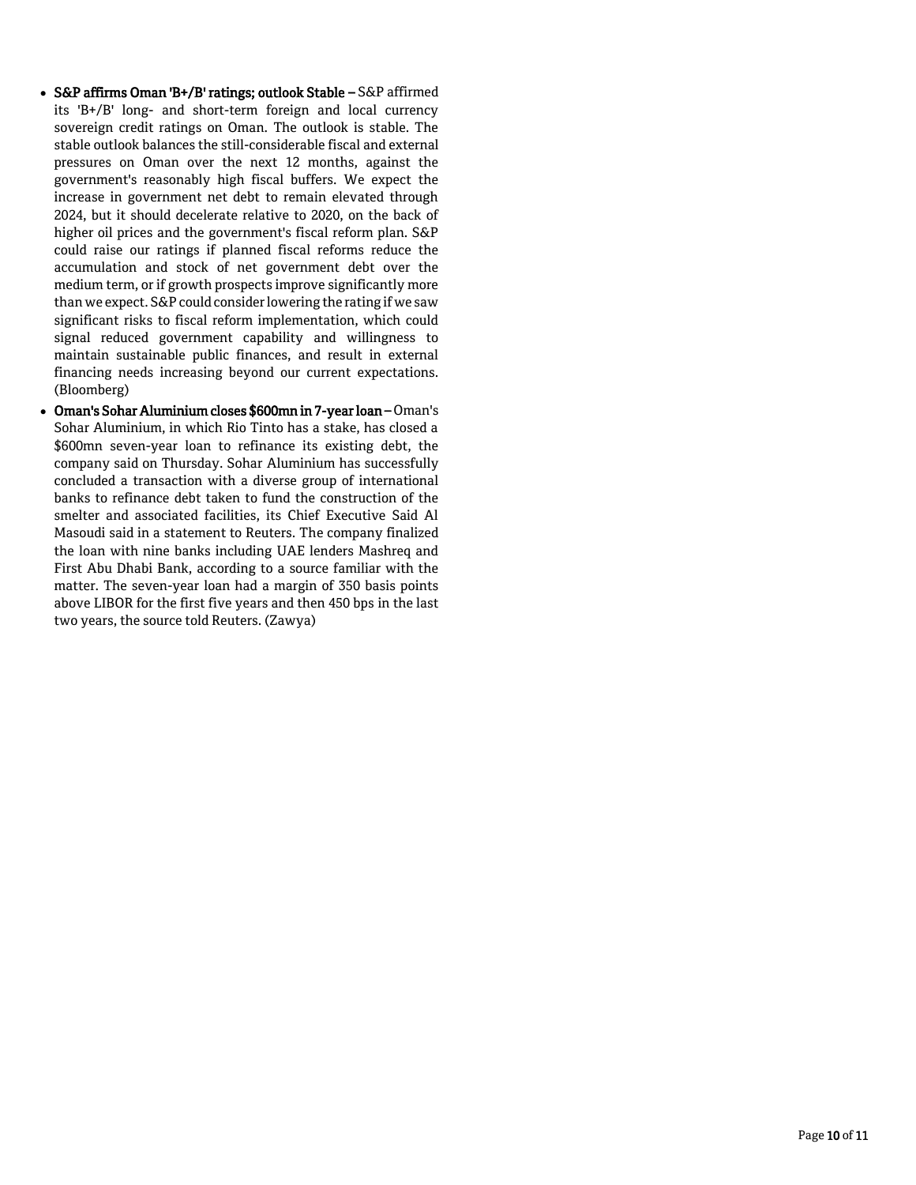- **S&P affirms Oman 'B+/B' ratings; outlook Stable –** S&P affirmed its 'B+/B' long- and short-term foreign and local currency sovereign credit ratings on Oman. The outlook is stable. The stable outlook balances the still-considerable fiscal and external pressures on Oman over the next 12 months, against the government's reasonably high fiscal buffers. We expect the increase in government net debt to remain elevated through 2024, but it should decelerate relative to 2020, on the back of higher oil prices and the government's fiscal reform plan. S&P could raise our ratings if planned fiscal reforms reduce the accumulation and stock of net government debt over the medium term, or if growth prospects improve significantly more than we expect. S&P could consider lowering the rating if we saw significant risks to fiscal reform implementation, which could signal reduced government capability and willingness to maintain sustainable public finances, and result in external financing needs increasing beyond our current expectations. (Bloomberg)
- **Oman's Sohar Aluminium closes $600mn in 7-year loan –** Oman's Sohar Aluminium, in which Rio Tinto has a stake, has closed a $600mn seven-year loan to refinance its existing debt, the company said on Thursday. Sohar Aluminium has successfully concluded a transaction with a diverse group of international banks to refinance debt taken to fund the construction of the smelter and associated facilities, its Chief Executive Said Al Masoudi said in a statement to Reuters. The company finalized the loan with nine banks including UAE lenders Mashreq and First Abu Dhabi Bank, according to a source familiar with the matter. The seven-year loan had a margin of 350 basis points above LIBOR for the first five years and then 450 bps in the last two years, the source told Reuters. (Zawya)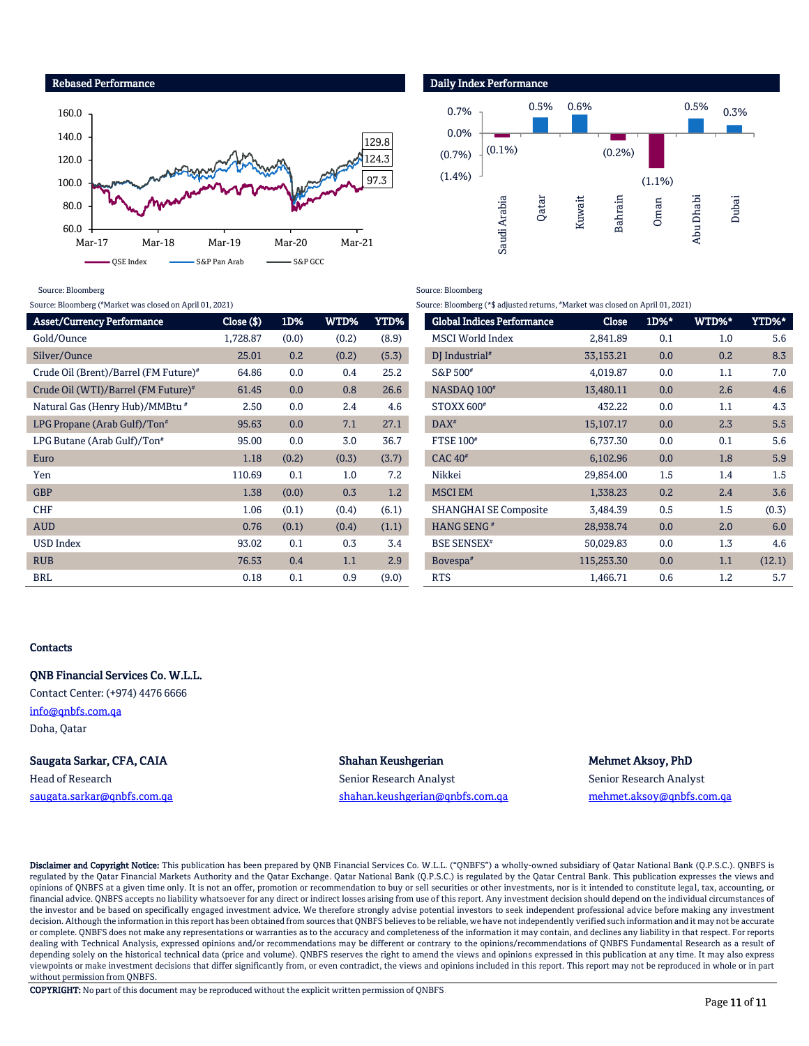## Rebased Performance

160.0
140.0
120.0
100.0
80.0
60.0

Mar-17 Mar-18 Mar-19 Mar-20 Mar-21

129.8
124.3
97.3

QSE Index S&P Pan Arab S&P GCC

Source: Bloomberg

## Daily Index Performance

0.7%
0.0%
(0.7%)
(1.4%)

(0.1%) 0.5% 0.6% (0.2%) (1.1%) 0.5% 0.3%

Saudi Arabia Qatar Kuwait Bahrain Oman Abu Dhabi Dubai

Source: Bloomberg

Source: Bloomberg (#Market was closed on April 01, 2021)

| Asset/Currency Performance | Close ($) | 1D% | WTD% | YTD% |
|---|---|---|---|---|
| Gold/Ounce | 1,728.87 | (0.0) | (0.2) | (8.9) |
| Silver/Ounce | 25.01 | 0.2 | (0.2) | (5.3) |
| Crude Oil (Brent)/Barrel (FM Future)# | 64.86 | 0.0 | 0.4 | 25.2 |
| Crude Oil (WTI)/Barrel (FM Future)# | 61.45 | 0.0 | 0.8 | 26.6 |
| Natural Gas (Henry Hub)/MMBtu # | 2.50 | 0.0 | 2.4 | 4.6 |
| LPG Propane (Arab Gulf)/Ton# | 95.63 | 0.0 | 7.1 | 27.1 |
| LPG Butane (Arab Gulf)/Ton# | 95.00 | 0.0 | 3.0 | 36.7 |
| Euro | 1.18 | (0.2) | (0.3) | (3.7) |
| Yen | 110.69 | 0.1 | 1.0 | 7.2 |
| GBP | 1.38 | (0.0) | 0.3 | 1.2 |
| CHF | 1.06 | (0.1) | (0.4) | (6.1) |
| AUD | 0.76 | (0.1) | (0.4) | (1.1) |
| USD Index | 93.02 | 0.1 | 0.3 | 3.4 |
| RUB | 76.53 | 0.4 | 1.1 | 2.9 |
| BRL | 0.18 | 0.1 | 0.9 | (9.0) |

Source: Bloomberg (*$ adjusted returns, #Market was closed on April 01, 2021)

| Global Indices Performance | Close | 1D%* | WTD%* | YTD%* |
|---|---|---|---|---|
| MSCI World Index | 2,841.89 | 0.1 | 1.0 | 5.6 |
| DJ Industrial# | 33,153.21 | 0.0 | 0.2 | 8.3 |
| S&P 500# | 4,019.87 | 0.0 | 1.1 | 7.0 |
| NASDAQ 100# | 13,480.11 | 0.0 | 2.6 | 4.6 |
| STOXX 600# | 432.22 | 0.0 | 1.1 | 4.3 |
| DAX# | 15,107.17 | 0.0 | 2.3 | 5.5 |
| FTSE 100# | 6,737.30 | 0.0 | 0.1 | 5.6 |
| CAC 40# | 6,102.96 | 0.0 | 1.8 | 5.9 |
| Nikkei | 29,854.00 | 1.5 | 1.4 | 1.5 |
| MSCI EM | 1,338.23 | 0.2 | 2.4 | 3.6 |
| SHANGHAI SE Composite | 3,484.39 | 0.5 | 1.5 | (0.3) |
| HANG SENG # | 28,938.74 | 0.0 | 2.0 | 6.0 |
| BSE SENSEX# | 50,029.83 | 0.0 | 1.3 | 4.6 |
| Bovespa# | 115,253.30 | 0.0 | 1.1 | (12.1) |
| RTS | 1,466.71 | 0.6 | 1.2 | 5.7 |

**Contacts**

**QNB Financial Services Co. W.L.L.**
Contact Center: (+974) 4476 6666
info@qnbfs.com.qa
Doha, Qatar

**Saugata Sarkar, CFA, CAIA**
Head of Research
saugata.sarkar@qnbfs.com.qa

**Shahan Keushgerian**
Senior Research Analyst
shahan.keushgerian@qnbfs.com.qa

**Mehmet Aksoy, PhD**
Senior Research Analyst
mehmet.aksoy@qnbfs.com.qa

**Disclaimer and Copyright Notice:** This publication has been prepared by QNB Financial Services Co. W.L.L. ("QNBFS") a wholly-owned subsidiary of Qatar National Bank (Q.P.S.C.). QNBFS is regulated by the Qatar Financial Markets Authority and the Qatar Exchange. Qatar National Bank (Q.P.S.C.) is regulated by the Qatar Central Bank. This publication expresses the views and opinions of QNBFS at a given time only. It is not an offer, promotion or recommendation to buy or sell securities or other investments, nor is it intended to constitute legal, tax, accounting, or financial advice. QNBFS accepts no liability whatsoever for any direct or indirect losses arising from use of this report. Any investment decision should depend on the individual circumstances of the investor and be based on specifically engaged investment advice. We therefore strongly advise potential investors to seek independent professional advice before making any investment decision. Although the information in this report has been obtained from sources that QNBFS believes to be reliable, we have not independently verified such information and it may not be accurate or complete. QNBFS does not make any representations or warranties as to the accuracy and completeness of the information it may contain, and declines any liability in that respect. For reports dealing with Technical Analysis, expressed opinions and/or recommendations may be different or contrary to the opinions/recommendations of QNBFS Fundamental Research as a result of depending solely on the historical technical data (price and volume). QNBFS reserves the right to amend the views and opinions expressed in this publication at any time. It may also express viewpoints or make investment decisions that differ significantly from, or even contradict, the views and opinions included in this report. This report may not be reproduced in whole or in part without permission from QNBFS.

**COPYRIGHT:** No part of this document may be reproduced without the explicit written permission of QNBFS